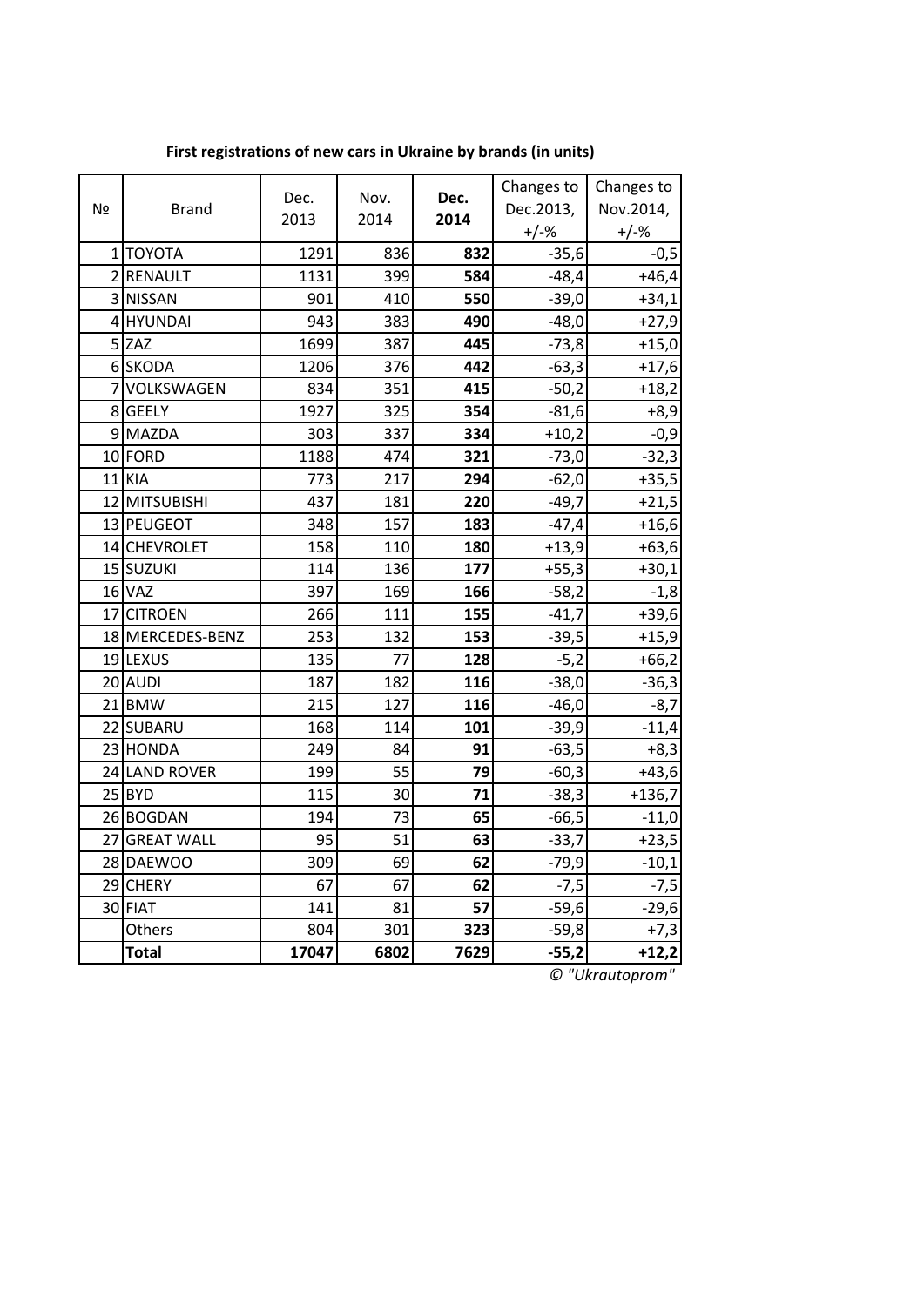**First registrations of new cars in Ukraine by brands (in units)**

| № | Brand | Dec. 2013 | Nov. 2014 | **Dec. 2014** | Changes to Dec.2013, +/-% | Changes to Nov.2014, +/-% |
|---|---|---|---|---|---|---|
| 1 | TOYOTA | 1291 | 836 | **832** | -35,6 | -0,5 |
| 2 | RENAULT | 1131 | 399 | **584** | -48,4 | +46,4 |
| 3 | NISSAN | 901 | 410 | **550** | -39,0 | +34,1 |
| 4 | HYUNDAI | 943 | 383 | **490** | -48,0 | +27,9 |
| 5 | ZAZ | 1699 | 387 | **445** | -73,8 | +15,0 |
| 6 | SKODA | 1206 | 376 | **442** | -63,3 | +17,6 |
| 7 | VOLKSWAGEN | 834 | 351 | **415** | -50,2 | +18,2 |
| 8 | GEELY | 1927 | 325 | **354** | -81,6 | +8,9 |
| 9 | MAZDA | 303 | 337 | **334** | +10,2 | -0,9 |
| 10 | FORD | 1188 | 474 | **321** | -73,0 | -32,3 |
| 11 | KIA | 773 | 217 | **294** | -62,0 | +35,5 |
| 12 | MITSUBISHI | 437 | 181 | **220** | -49,7 | +21,5 |
| 13 | PEUGEOT | 348 | 157 | **183** | -47,4 | +16,6 |
| 14 | CHEVROLET | 158 | 110 | **180** | +13,9 | +63,6 |
| 15 | SUZUKI | 114 | 136 | **177** | +55,3 | +30,1 |
| 16 | VAZ | 397 | 169 | **166** | -58,2 | -1,8 |
| 17 | CITROEN | 266 | 111 | **155** | -41,7 | +39,6 |
| 18 | MERCEDES-BENZ | 253 | 132 | **153** | -39,5 | +15,9 |
| 19 | LEXUS | 135 | 77 | **128** | -5,2 | +66,2 |
| 20 | AUDI | 187 | 182 | **116** | -38,0 | -36,3 |
| 21 | BMW | 215 | 127 | **116** | -46,0 | -8,7 |
| 22 | SUBARU | 168 | 114 | **101** | -39,9 | -11,4 |
| 23 | HONDA | 249 | 84 | **91** | -63,5 | +8,3 |
| 24 | LAND ROVER | 199 | 55 | **79** | -60,3 | +43,6 |
| 25 | BYD | 115 | 30 | **71** | -38,3 | +136,7 |
| 26 | BOGDAN | 194 | 73 | **65** | -66,5 | -11,0 |
| 27 | GREAT WALL | 95 | 51 | **63** | -33,7 | +23,5 |
| 28 | DAEWOO | 309 | 69 | **62** | -79,9 | -10,1 |
| 29 | CHERY | 67 | 67 | **62** | -7,5 | -7,5 |
| 30 | FIAT | 141 | 81 | **57** | -59,6 | -29,6 |
| | Others | 804 | 301 | **323** | -59,8 | +7,3 |
| | **Total** | **17047** | **6802** | **7629** | **-55,2** | **+12,2** |

*© "Ukrautoprom"*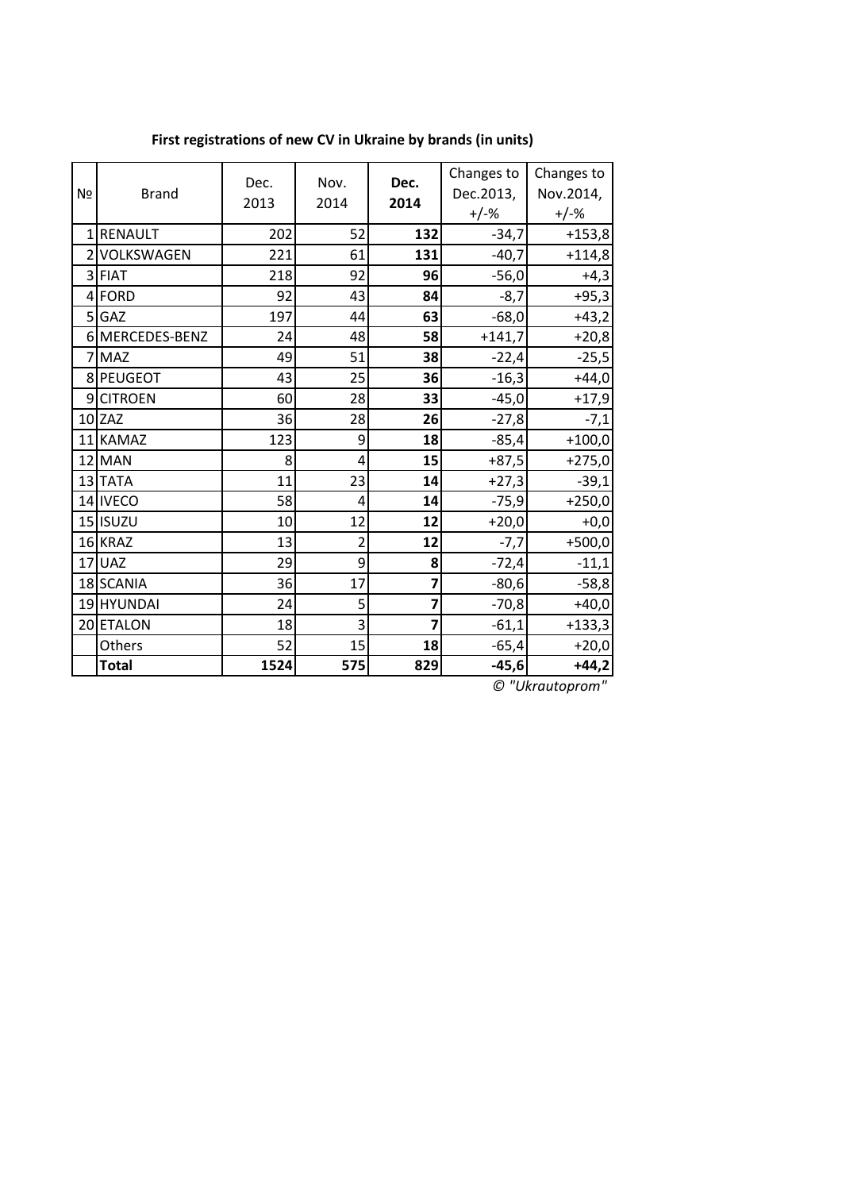**First registrations of new CV in Ukraine by brands (in units)**

| № | Brand | Dec. 2013 | Nov. 2014 | **Dec. 2014** | Changes to Dec.2013, +/-% | Changes to Nov.2014, +/-% |
|---|---|---|---|---|---|---|
| 1 | RENAULT | 202 | 52 | **132** | -34,7 | +153,8 |
| 2 | VOLKSWAGEN | 221 | 61 | **131** | -40,7 | +114,8 |
| 3 | FIAT | 218 | 92 | **96** | -56,0 | +4,3 |
| 4 | FORD | 92 | 43 | **84** | -8,7 | +95,3 |
| 5 | GAZ | 197 | 44 | **63** | -68,0 | +43,2 |
| 6 | MERCEDES-BENZ | 24 | 48 | **58** | +141,7 | +20,8 |
| 7 | MAZ | 49 | 51 | **38** | -22,4 | -25,5 |
| 8 | PEUGEOT | 43 | 25 | **36** | -16,3 | +44,0 |
| 9 | CITROEN | 60 | 28 | **33** | -45,0 | +17,9 |
| 10 | ZAZ | 36 | 28 | **26** | -27,8 | -7,1 |
| 11 | KAMAZ | 123 | 9 | **18** | -85,4 | +100,0 |
| 12 | MAN | 8 | 4 | **15** | +87,5 | +275,0 |
| 13 | TATA | 11 | 23 | **14** | +27,3 | -39,1 |
| 14 | IVECO | 58 | 4 | **14** | -75,9 | +250,0 |
| 15 | ISUZU | 10 | 12 | **12** | +20,0 | +0,0 |
| 16 | KRAZ | 13 | 2 | **12** | -7,7 | +500,0 |
| 17 | UAZ | 29 | 9 | **8** | -72,4 | -11,1 |
| 18 | SCANIA | 36 | 17 | **7** | -80,6 | -58,8 |
| 19 | HYUNDAI | 24 | 5 | **7** | -70,8 | +40,0 |
| 20 | ETALON | 18 | 3 | **7** | -61,1 | +133,3 |
| | Others | 52 | 15 | **18** | -65,4 | +20,0 |
| | **Total** | **1524** | **575** | **829** | **-45,6** | **+44,2** |

*© "Ukrautoprom"*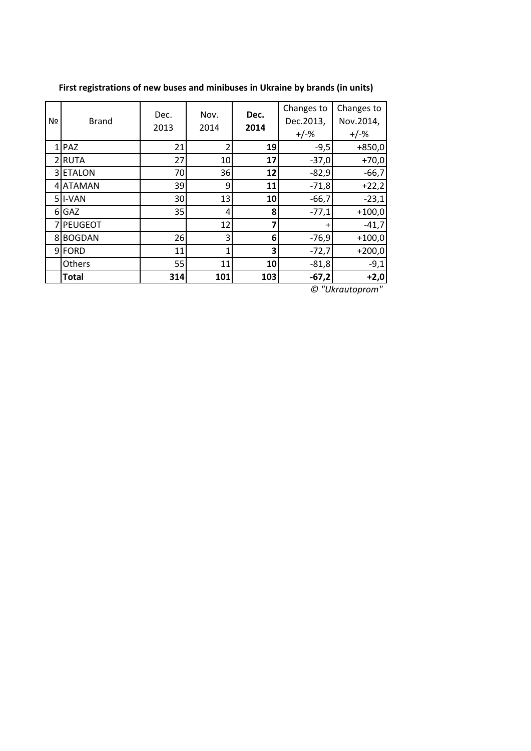**First registrations of new buses and minibuses in Ukraine by brands (in units)**

| № | Brand | Dec. 2013 | Nov. 2014 | **Dec. 2014** | Changes to Dec.2013, +/-% | Changes to Nov.2014, +/-% |
|---|---|---|---|---|---|---|
| 1 | PAZ | 21 | 2 | **19** | -9,5 | +850,0 |
| 2 | RUTA | 27 | 10 | **17** | -37,0 | +70,0 |
| 3 | ETALON | 70 | 36 | **12** | -82,9 | -66,7 |
| 4 | ATAMAN | 39 | 9 | **11** | -71,8 | +22,2 |
| 5 | I-VAN | 30 | 13 | **10** | -66,7 | -23,1 |
| 6 | GAZ | 35 | 4 | **8** | -77,1 | +100,0 |
| 7 | PEUGEOT | | 12 | **7** | + | -41,7 |
| 8 | BOGDAN | 26 | 3 | **6** | -76,9 | +100,0 |
| 9 | FORD | 11 | 1 | **3** | -72,7 | +200,0 |
| | Others | 55 | 11 | **10** | -81,8 | -9,1 |
| | **Total** | **314** | **101** | **103** | **-67,2** | **+2,0** |

*© "Ukrautoprom"*